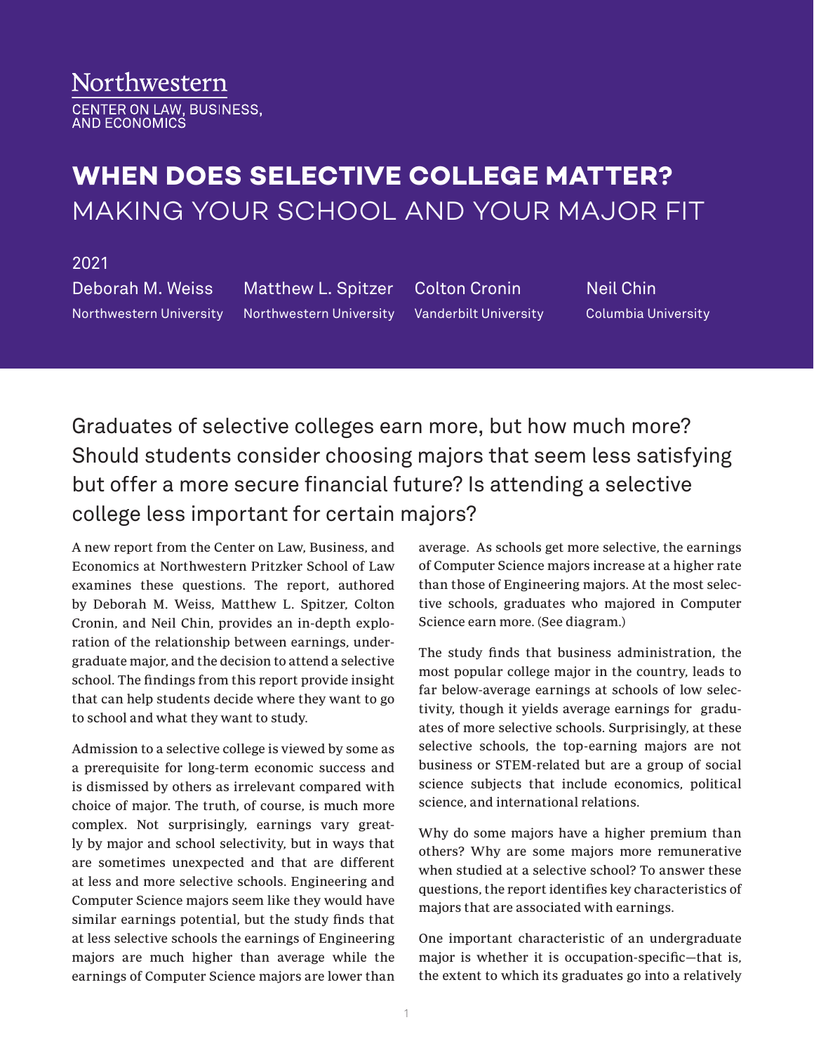Northwestern

CENTER ON LAW, BUSINESS, AND ECONOMICS

# WHEN DOES SELECTIVE COLLEGE MATTER?

## MAKING YOUR SCHOOL AND YOUR MAJOR FIT

2021

Deborah M. Weiss, Northwestern University
Matthew L. Spitzer, Northwestern University
Colton Cronin, Vanderbilt University
Neil Chin, Columbia University

Graduates of selective colleges earn more, but how much more? Should students consider choosing majors that seem less satisfying but offer a more secure financial future? Is attending a selective college less important for certain majors?

A new report from the Center on Law, Business, and Economics at Northwestern Pritzker School of Law examines these questions. The report, authored by Deborah M. Weiss, Matthew L. Spitzer, Colton Cronin, and Neil Chin, provides an in-depth exploration of the relationship between earnings, undergraduate major, and the decision to attend a selective school. The findings from this report provide insight that can help students decide where they want to go to school and what they want to study.

Admission to a selective college is viewed by some as a prerequisite for long-term economic success and is dismissed by others as irrelevant compared with choice of major. The truth, of course, is much more complex. Not surprisingly, earnings vary greatly by major and school selectivity, but in ways that are sometimes unexpected and that are different at less and more selective schools. Engineering and Computer Science majors seem like they would have similar earnings potential, but the study finds that at less selective schools the earnings of Engineering majors are much higher than average while the earnings of Computer Science majors are lower than average. As schools get more selective, the earnings of Computer Science majors increase at a higher rate than those of Engineering majors. At the most selective schools, graduates who majored in Computer Science earn more. (See diagram.)

The study finds that business administration, the most popular college major in the country, leads to far below-average earnings at schools of low selectivity, though it yields average earnings for graduates of more selective schools. Surprisingly, at these selective schools, the top-earning majors are not business or STEM-related but are a group of social science subjects that include economics, political science, and international relations.

Why do some majors have a higher premium than others? Why are some majors more remunerative when studied at a selective school? To answer these questions, the report identifies key characteristics of majors that are associated with earnings.

One important characteristic of an undergraduate major is whether it is occupation-specific—that is, the extent to which its graduates go into a relatively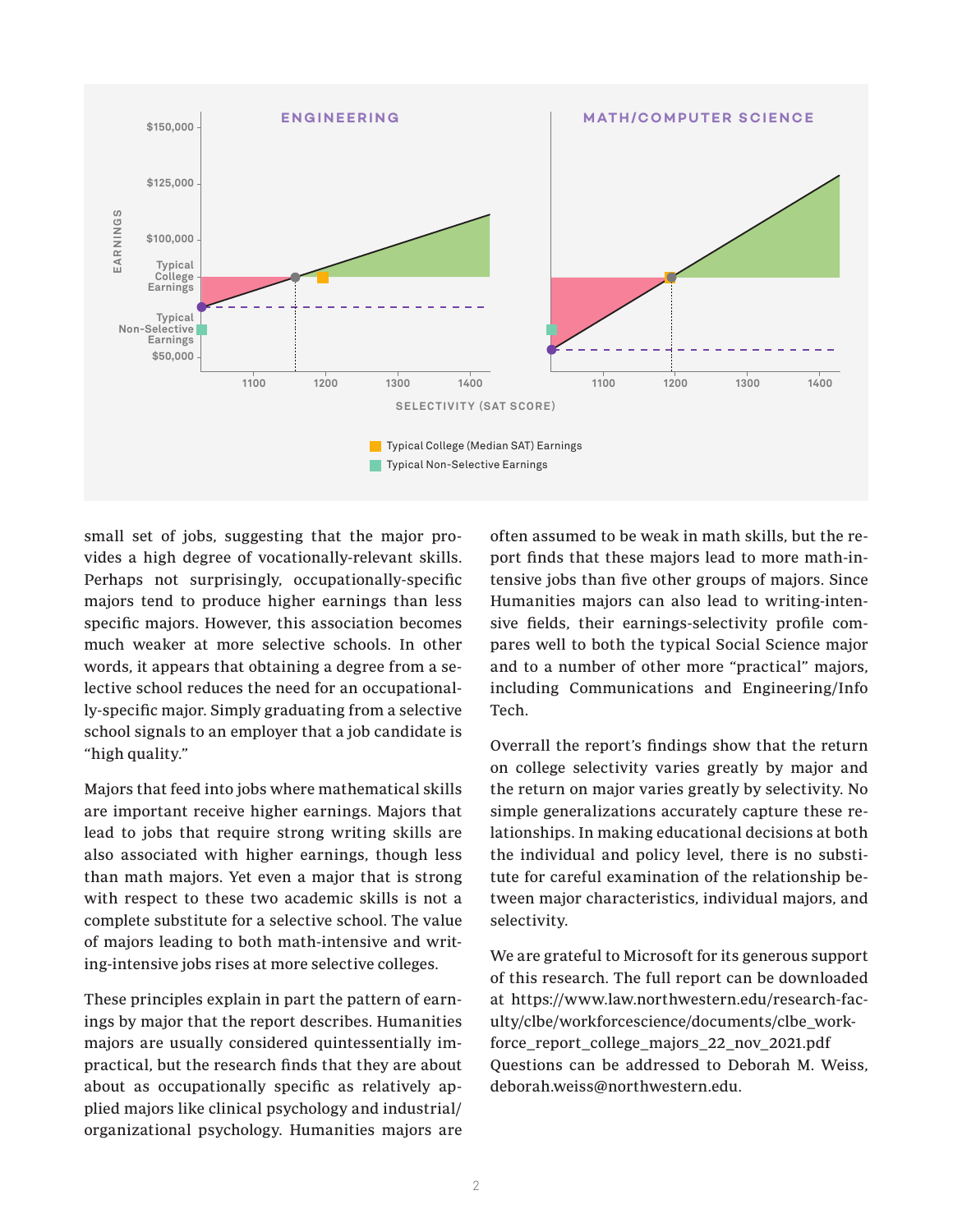ENGINEERING

MATH/COMPUTER SCIENCE

EARNINGS

$150,000

$125,000

$100,000

Typical College Earnings

Typical Non-Selective Earnings

$50,000

1100

1200

1300

1400

SELECTIVITY (SAT SCORE)

Typical College (Median SAT) Earnings

Typical Non-Selective Earnings

small set of jobs, suggesting that the major provides a high degree of vocationally-relevant skills. Perhaps not surprisingly, occupationally-specific majors tend to produce higher earnings than less specific majors. However, this association becomes much weaker at more selective schools. In other words, it appears that obtaining a degree from a selective school reduces the need for an occupationally-specific major. Simply graduating from a selective school signals to an employer that a job candidate is "high quality."

Majors that feed into jobs where mathematical skills are important receive higher earnings. Majors that lead to jobs that require strong writing skills are also associated with higher earnings, though less than math majors. Yet even a major that is strong with respect to these two academic skills is not a complete substitute for a selective school. The value of majors leading to both math-intensive and writing-intensive jobs rises at more selective colleges.

These principles explain in part the pattern of earnings by major that the report describes. Humanities majors are usually considered quintessentially impractical, but the research finds that they are about about as occupationally specific as relatively applied majors like clinical psychology and industrial/organizational psychology. Humanities majors are often assumed to be weak in math skills, but the report finds that these majors lead to more math-intensive jobs than five other groups of majors. Since Humanities majors can also lead to writing-intensive fields, their earnings-selectivity profile compares well to both the typical Social Science major and to a number of other more "practical" majors, including Communications and Engineering/Info Tech.

Overrall the report's findings show that the return on college selectivity varies greatly by major and the return on major varies greatly by selectivity. No simple generalizations accurately capture these relationships. In making educational decisions at both the individual and policy level, there is no substitute for careful examination of the relationship between major characteristics, individual majors, and selectivity.

We are grateful to Microsoft for its generous support of this research. The full report can be downloaded at https://www.law.northwestern.edu/research-faculty/clbe/workforcescience/documents/clbe_workforce_report_college_majors_22_nov_2021.pdf Questions can be addressed to Deborah M. Weiss, deborah.weiss@northwestern.edu.